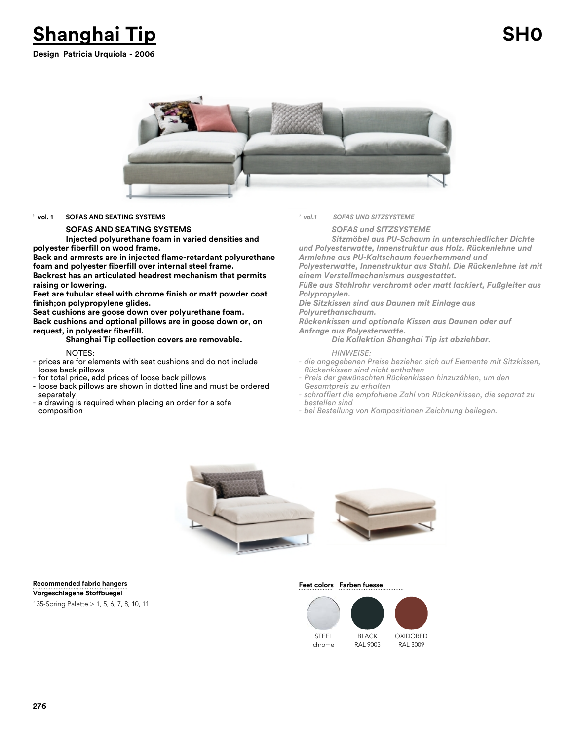# Shanghai Tip

**SH0**

**Design Patricia Urquiola - 2006**

**' vol. 1 SOFAS AND SEATING SYSTEMS**

**SOFAS AND SEATING SYSTEMS**

**Injected polyurethane foam in varied densities and polyester fiberfill on wood frame.**
**Back and armrests are in injected flame-retardant polyurethane foam and polyester fiberfill over internal steel frame.**
**Backrest has an articulated headrest mechanism that permits raising or lowering.**
**Feet are tubular steel with chrome finish or matt powder coat finish;on polypropylene glides.**
**Seat cushions are goose down over polyurethane foam.**
**Back cushions and optional pillows are in goose down or, on request, in polyester fiberfill.**
**Shanghai Tip collection covers are removable.**

NOTES:

- prices are for elements with seat cushions and do not include loose back pillows
- for total price, add prices of loose back pillows
- loose back pillows are shown in dotted line and must be ordered separately
- a drawing is required when placing an order for a sofa composition

*' vol.1 SOFAS UND SITZSYSTEME*

*SOFAS und SITZSYSTEME*

*Sitzmöbel aus PU-Schaum in unterschiedlicher Dichte und Polyesterwatte, Innenstruktur aus Holz. Rückenlehne und Armlehne aus PU-Kaltschaum feuerhemmend und Polyesterwatte, Innenstruktur aus Stahl. Die Rückenlehne ist mit einem Verstellmechanismus ausgestattet.*
*Füße aus Stahlrohr verchromt oder matt lackiert, Fußgleiter aus Polypropylen.*
*Die Sitzkissen sind aus Daunen mit Einlage aus Polyurethanschaum.*
*Rückenkissen und optionale Kissen aus Daunen oder auf Anfrage aus Polyesterwatte.*
*Die Kollektion Shanghai Tip ist abziehbar.*

*HINWEISE:*

- *die angegebenen Preise beziehen sich auf Elemente mit Sitzkissen, Rückenkissen sind nicht enthalten*
- *Preis der gewünschten Rückenkissen hinzuzählen, um den Gesamtpreis zu erhalten*
- *schraffiert die empfohlene Zahl von Rückenkissen, die separat zu bestellen sind*
- *bei Bestellung von Kompositionen Zeichnung beilegen.*

**Recommended fabric hangers**
**Vorgeschlagene Stoffbuegel**
135-Spring Palette > 1, 5, 6, 7, 8, 10, 11

**Feet colors Farben fuesse**

| STEEL chrome | BLACK RAL 9005 | OXIDORED RAL 3009 |
|---|---|---|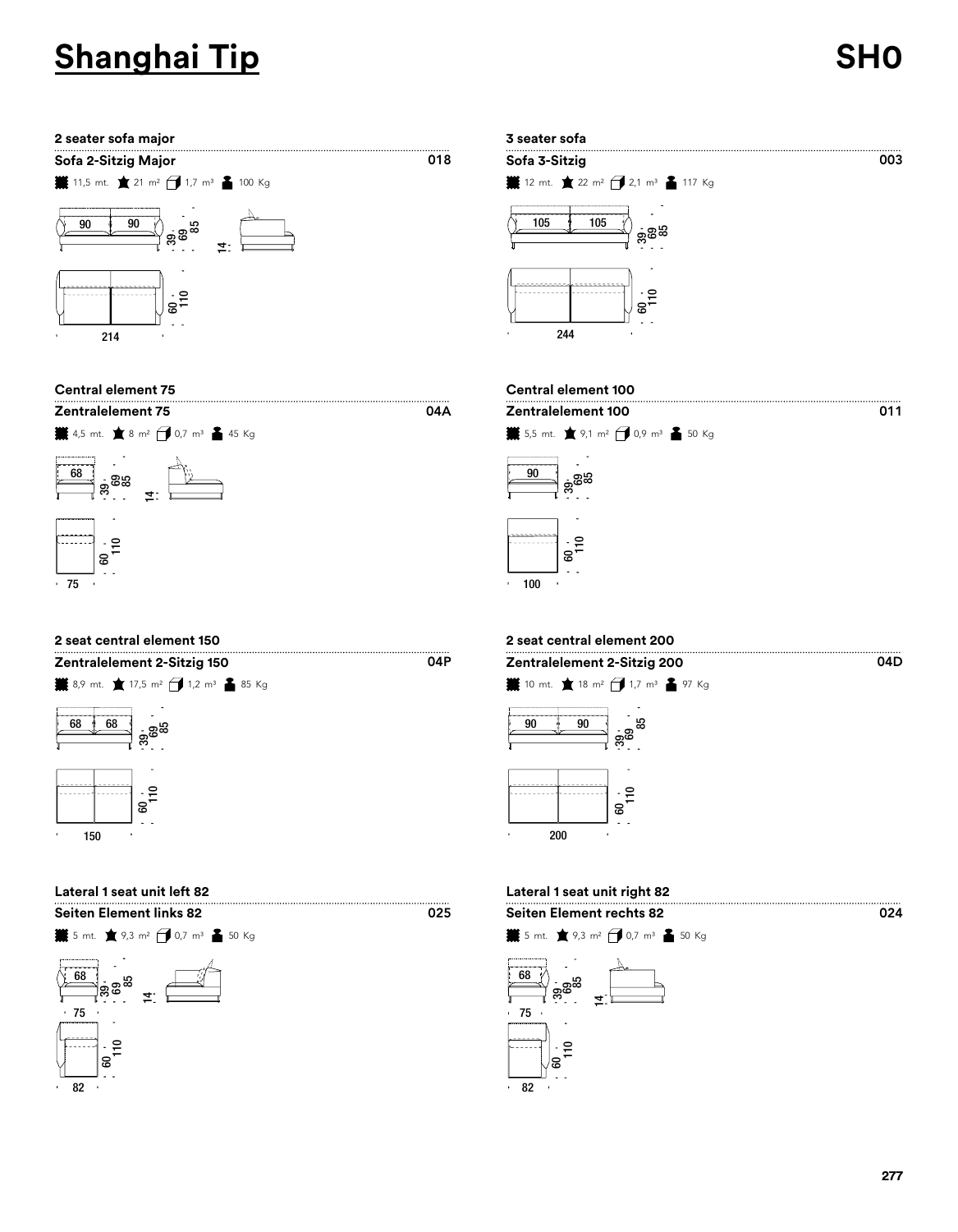# Shanghai Tip

**SH0**

## 2 seater sofa major

**Sofa 2-Sitzig Major** — 018

11,5 mt. | 21 m² | 1,7 m³ | 100 Kg

90 | 90 — 39 | 69 | 85 — 14

60 | 110 — 214

## 3 seater sofa

**Sofa 3-Sitzig** — 003

12 mt. | 22 m² | 2,1 m³ | 117 Kg

105 | 105 — 39 | 69 | 85

60 | 110 — 244

## Central element 75

**Zentralelement 75** — 04A

4,5 mt. | 8 m² | 0,7 m³ | 45 Kg

68 — 39 | 69 | 85 — 14

60 | 110 — 75

## Central element 100

**Zentralelement 100** — 011

5,5 mt. | 9,1 m² | 0,9 m³ | 50 Kg

90 — 39 | 69 | 85

60 | 110 — 100

## 2 seat central element 150

**Zentralelement 2-Sitzig 150** — 04P

8,9 mt. | 17,5 m² | 1,2 m³ | 85 Kg

68 | 68 — 39 | 69 | 85

60 | 110 — 150

## 2 seat central element 200

**Zentralelement 2-Sitzig 200** — 04D

10 mt. | 18 m² | 1,7 m³ | 97 Kg

90 | 90 — 39 | 69 | 85

60 | 110 — 200

## Lateral 1 seat unit left 82

**Seiten Element links 82** — 025

5 mt. | 9,3 m² | 0,7 m³ | 50 Kg

68 — 39 | 69 | 85 — 14 — 75

60 | 110 — 82

## Lateral 1 seat unit right 82

**Seiten Element rechts 82** — 024

5 mt. | 9,3 m² | 0,7 m³ | 50 Kg

68 — 39 | 69 | 85 — 14 — 75

60 | 110 — 82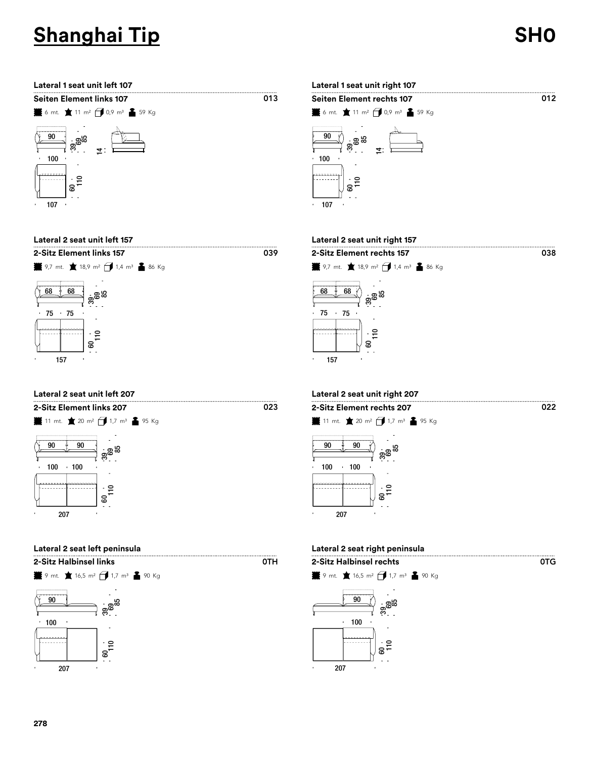# Shanghai Tip

**SH0**

### Lateral 1 seat unit left 107

**Seiten Element links 107** — 013

6 mt. · 11 m² · 0,9 m³ · 59 Kg

90 · 100 · 107 · 39 · 69 · 85 · 14 · 60 · 110

### Lateral 1 seat unit right 107

**Seiten Element rechts 107** — 012

6 mt. · 11 m² · 0,9 m³ · 59 Kg

90 · 100 · 107 · 39 · 69 · 85 · 14 · 60 · 110

### Lateral 2 seat unit left 157

**2-Sitz Element links 157** — 039

9,7 mt. · 18,9 m² · 1,4 m³ · 86 Kg

68 · 68 · 75 · 75 · 157 · 39 · 69 · 85 · 60 · 110

### Lateral 2 seat unit right 157

**2-Sitz Element rechts 157** — 038

9,7 mt. · 18,9 m² · 1,4 m³ · 86 Kg

68 · 68 · 75 · 75 · 157 · 39 · 69 · 85 · 60 · 110

### Lateral 2 seat unit left 207

**2-Sitz Element links 207** — 023

11 mt. · 20 m² · 1,7 m³ · 95 Kg

90 · 90 · 100 · 100 · 207 · 39 · 69 · 85 · 60 · 110

### Lateral 2 seat unit right 207

**2-Sitz Element rechts 207** — 022

11 mt. · 20 m² · 1,7 m³ · 95 Kg

90 · 90 · 100 · 100 · 207 · 39 · 69 · 85 · 60 · 110

### Lateral 2 seat left peninsula

**2-Sitz Halbinsel links** — 0TH

9 mt. · 16,5 m² · 1,7 m³ · 90 Kg

90 · 100 · 207 · 39 · 69 · 85 · 60 · 110

### Lateral 2 seat right peninsula

**2-Sitz Halbinsel rechts** — 0TG

9 mt. · 16,5 m² · 1,7 m³ · 90 Kg

90 · 100 · 207 · 39 · 69 · 85 · 60 · 110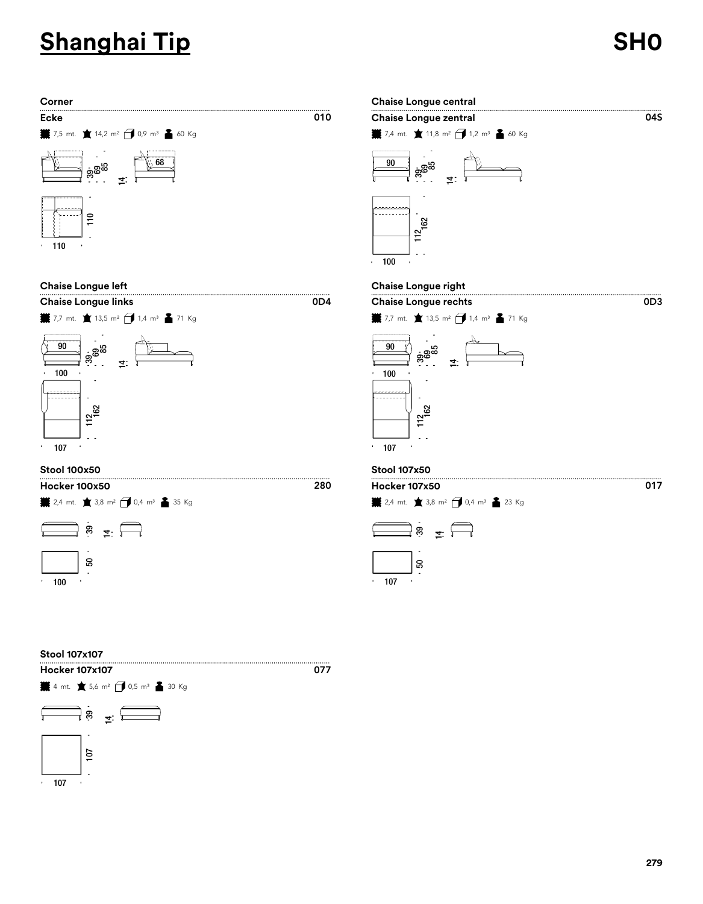# Shanghai Tip

SH0

### Corner
**Ecke** 010

7,5 mt. 14,2 m² 0,9 m³ 60 Kg

68 · 39 · 69 · 85 · 14 · 110 · 110

### Chaise Longue central
**Chaise Longue zentral** 04S

7,4 mt. 11,8 m² 1,2 m³ 60 Kg

90 · 39 · 69 · 85 · 14 · 112 · 162 · 100

### Chaise Longue left
**Chaise Longue links** 0D4

7,7 mt. 13,5 m² 1,4 m³ 71 Kg

90 · 39 · 69 · 85 · 14 · 100 · 112 · 162 · 107

### Chaise Longue right
**Chaise Longue rechts** 0D3

7,7 mt. 13,5 m² 1,4 m³ 71 Kg

90 · 39 · 69 · 85 · 14 · 100 · 112 · 162 · 107

### Stool 100x50
**Hocker 100x50** 280

2,4 mt. 3,8 m² 0,4 m³ 35 Kg

39 · 14 · 50 · 100

### Stool 107x50
**Hocker 107x50** 017

2,4 mt. 3,8 m² 0,4 m³ 23 Kg

39 · 14 · 50 · 107

### Stool 107x107
**Hocker 107x107** 077

4 mt. 5,6 m² 0,5 m³ 30 Kg

39 · 14 · 107 · 107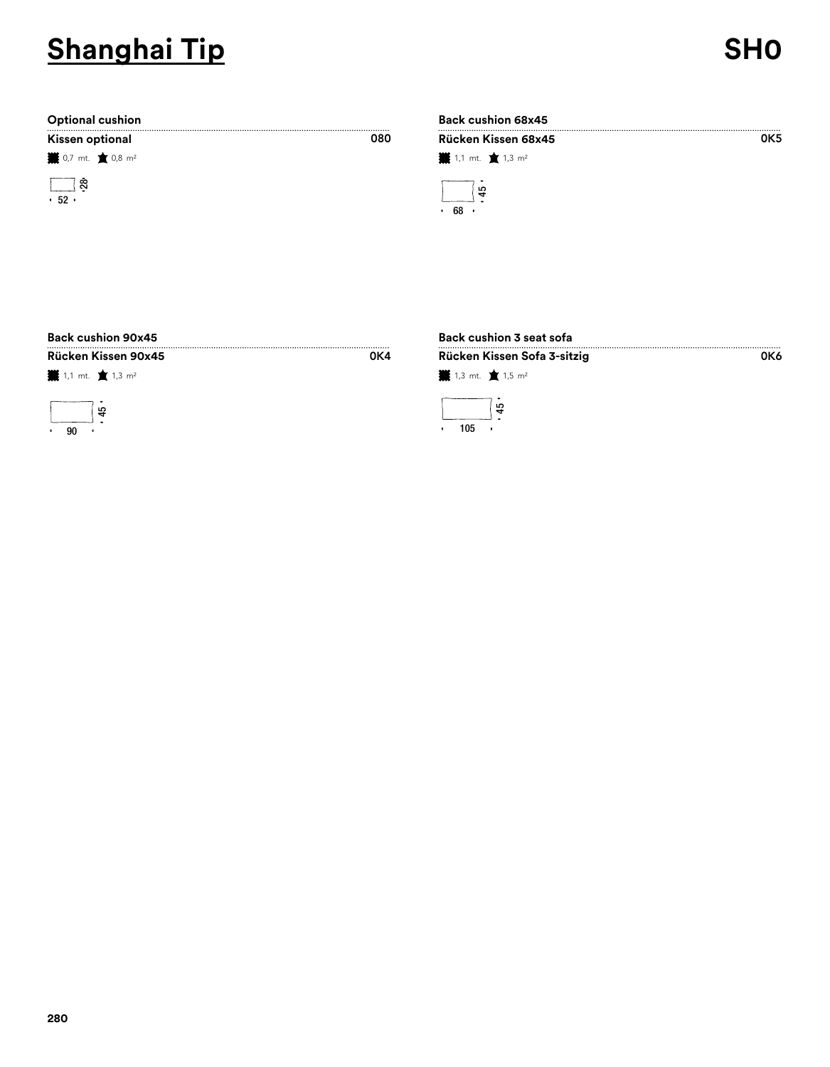# Shanghai Tip

**SH0**

**Optional cushion**

**Kissen optional** — 080

0,7 mt. 0,8 m²

52 × 28

**Back cushion 68x45**

**Rücken Kissen 68x45** — 0K5

1,1 mt. 1,3 m²

68 × 45

**Back cushion 90x45**

**Rücken Kissen 90x45** — 0K4

1,1 mt. 1,3 m²

90 × 45

**Back cushion 3 seat sofa**

**Rücken Kissen Sofa 3-sitzig** — 0K6

1,3 mt. 1,5 m²

105 × 45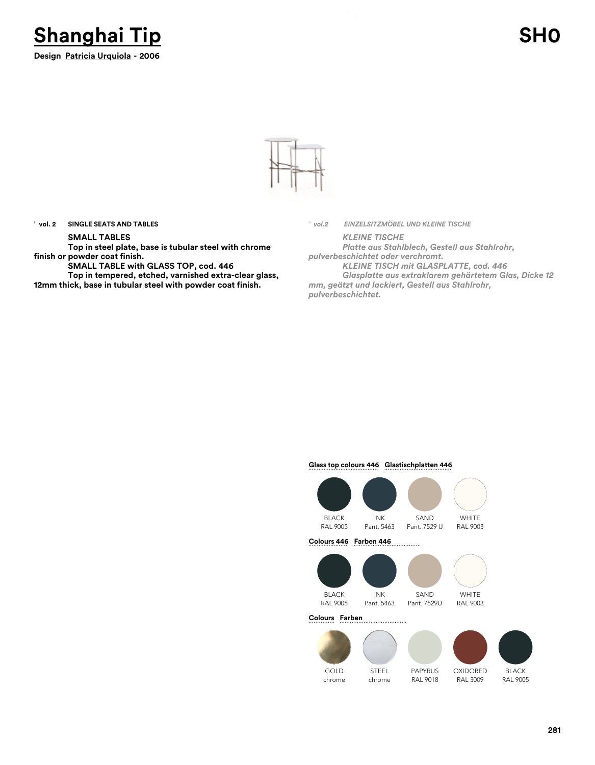# Shanghai Tip

**Design Patricia Urquiola - 2006**

## SH0

’ **vol. 2** **SINGLE SEATS AND TABLES**

**SMALL TABLES**
**Top in steel plate, base is tubular steel with chrome finish or powder coat finish.**
**SMALL TABLE with GLASS TOP, cod. 446**
**Top in tempered, etched, varnished extra-clear glass, 12mm thick, base in tubular steel with powder coat finish.**

’ *vol.2* *EINZELSITZMÖBEL UND KLEINE TISCHE*

***KLEINE TISCHE***
***Platte aus Stahlblech, Gestell aus Stahlrohr, pulverbeschichtet oder verchromt.***
***KLEINE TISCH mit GLASPLATTE, cod. 446***
***Glasplatte aus extraklarem gehärtetem Glas, Dicke 12 mm, geätzt und lackiert, Gestell aus Stahlrohr, pulverbeschichtet.***

**Glass top colours 446** **Glastischplatten 446**

| BLACK | INK | SAND | WHITE |
|---|---|---|---|
| RAL 9005 | Pant. 5463 | Pant. 7529 U | RAL 9003 |

**Colours 446** **Farben 446**

| BLACK | INK | SAND | WHITE |
|---|---|---|---|
| RAL 9005 | Pant. 5463 | Pant. 7529U | RAL 9003 |

**Colours** **Farben**

| GOLD | STEEL | PAPYRUS | OXIDORED | BLACK |
|---|---|---|---|---|
| chrome | chrome | RAL 9018 | RAL 3009 | RAL 9005 |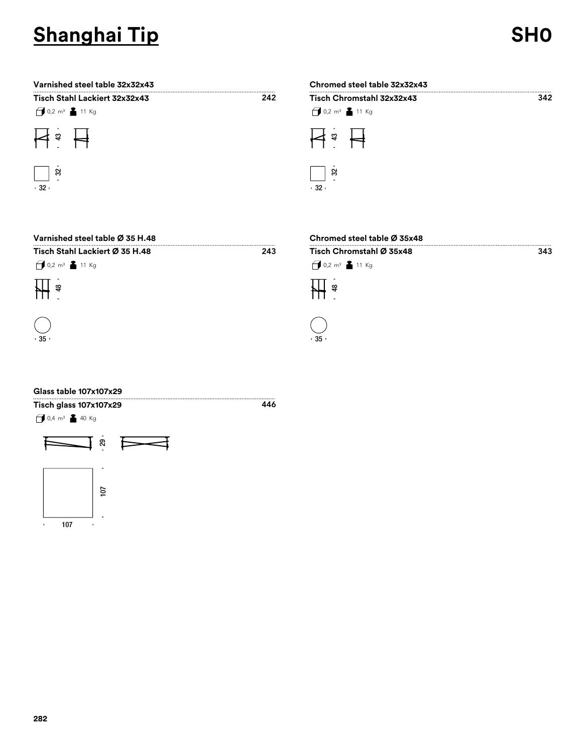# Shanghai Tip

**SH0**

**Varnished steel table 32x32x43**

**Tisch Stahl Lackiert 32x32x43** — 242

0,2 m³ — 11 Kg

43

32

32

**Chromed steel table 32x32x43**

**Tisch Chromstahl 32x32x43** — 342

0,2 m³ — 11 Kg

43

32

32

**Varnished steel table Ø 35 H.48**

**Tisch Stahl Lackiert Ø 35 H.48** — 243

0,2 m³ — 11 Kg

48

35

**Chromed steel table Ø 35x48**

**Tisch Chromstahl Ø 35x48** — 343

0,2 m³ — 11 Kg

48

35

**Glass table 107x107x29**

**Tisch glass 107x107x29** — 446

0,4 m³ — 40 Kg

29

107

107